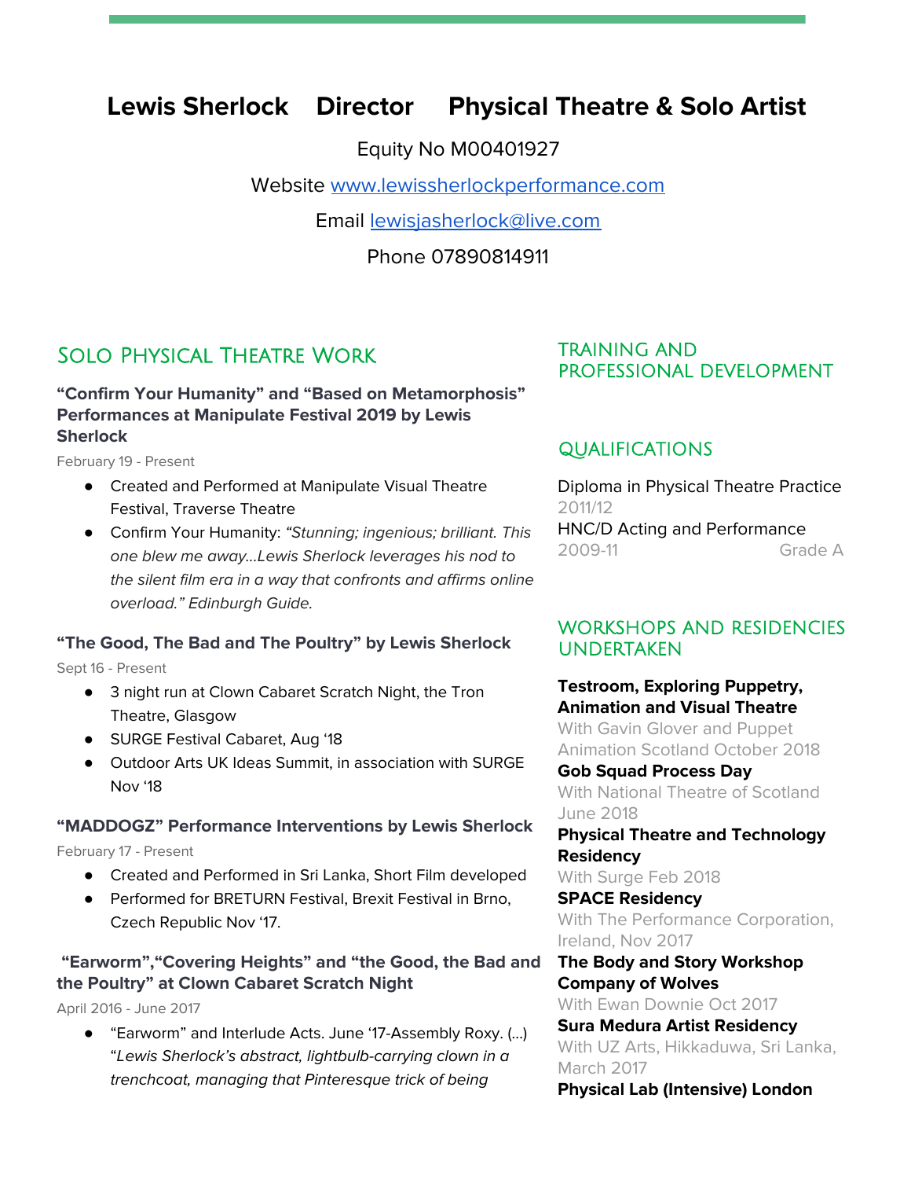# Lewis Sherlock Director Physical Theatre & Solo Artist

Equity No M00401927

Website [www.lewissherlockperformance.com](http://www.lewissherlockperformance.com)

Email [lewisjasherlock@live.com](mailto:lewisjasherlock@live.com)

Phone 07890814911

## Solo Physical Theatre Work

### "Confirm Your Humanity" and "Based on Metamorphosis" Performances at Manipulate Festival 2019 by Lewis Sherlock

February 19 - Present

- Created and Performed at Manipulate Visual Theatre Festival, Traverse Theatre
- Confirm Your Humanity: *"Stunning; ingenious; brilliant. This one blew me away...Lewis Sherlock leverages his nod to the silent film era in a way that confronts and affirms online overload." Edinburgh Guide.*

### "The Good, The Bad and The Poultry" by Lewis Sherlock

Sept 16 - Present

- 3 night run at Clown Cabaret Scratch Night, the Tron Theatre, Glasgow
- SURGE Festival Cabaret, Aug '18
- Outdoor Arts UK Ideas Summit, in association with SURGE Nov '18

### "MADDOGZ" Performance Interventions by Lewis Sherlock

February 17 - Present

- Created and Performed in Sri Lanka, Short Film developed
- Performed for BRETURN Festival, Brexit Festival in Brno, Czech Republic Nov '17.

### "Earworm","Covering Heights" and "the Good, the Bad and the Poultry" at Clown Cabaret Scratch Night

April 2016 - June 2017

- "Earworm" and Interlude Acts. June '17-Assembly Roxy. (...) "*Lewis Sherlock's abstract, lightbulb-carrying clown in a trenchcoat, managing that Pinteresque trick of being*

## TRAINING AND PROFESSIONAL DEVELOPMENT

## QUALIFICATIONS

Diploma in Physical Theatre Practice
2011/12

HNC/D Acting and Performance
2009-11 Grade A

## WORKSHOPS AND RESIDENCIES UNDERTAKEN

**Testroom, Exploring Puppetry, Animation and Visual Theatre**
With Gavin Glover and Puppet Animation Scotland October 2018

**Gob Squad Process Day**
With National Theatre of Scotland June 2018

**Physical Theatre and Technology Residency**
With Surge Feb 2018

**SPACE Residency**
With The Performance Corporation, Ireland, Nov 2017

**The Body and Story Workshop Company of Wolves**
With Ewan Downie Oct 2017

**Sura Medura Artist Residency**
With UZ Arts, Hikkaduwa, Sri Lanka, March 2017

**Physical Lab (Intensive) London**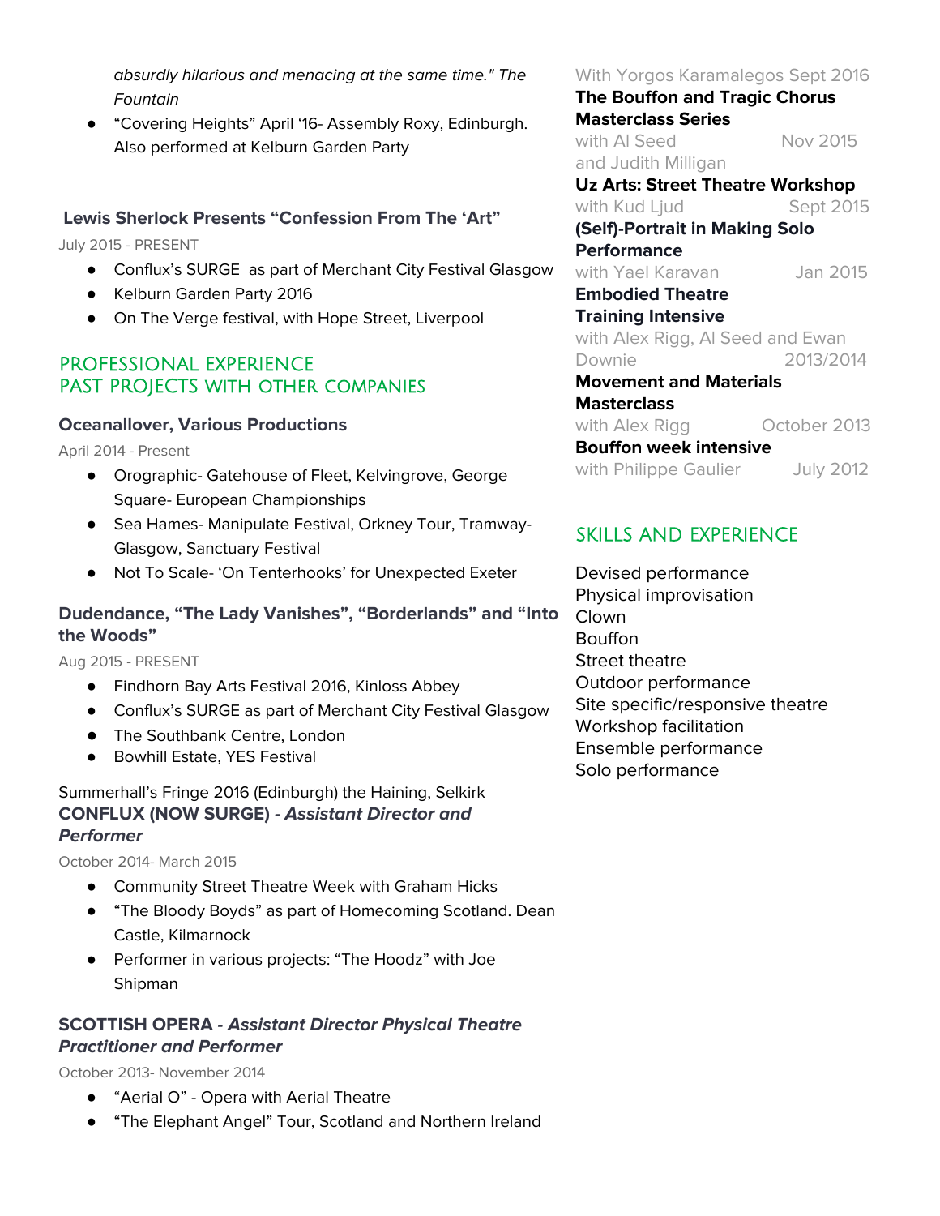*absurdly hilarious and menacing at the same time." The Fountain*

- "Covering Heights" April '16- Assembly Roxy, Edinburgh. Also performed at Kelburn Garden Party

**Lewis Sherlock Presents "Confession From The 'Art"**

July 2015 - PRESENT

- Conflux's SURGE as part of Merchant City Festival Glasgow
- Kelburn Garden Party 2016
- On The Verge festival, with Hope Street, Liverpool

## PROFESSIONAL EXPERIENCE
## PAST PROJECTS WITH OTHER COMPANIES

**Oceanallover, Various Productions**

April 2014 - Present

- Orographic- Gatehouse of Fleet, Kelvingrove, George Square- European Championships
- Sea Hames- Manipulate Festival, Orkney Tour, Tramway- Glasgow, Sanctuary Festival
- Not To Scale- 'On Tenterhooks' for Unexpected Exeter

**Dudendance, "The Lady Vanishes", "Borderlands" and "Into the Woods"**

Aug 2015 - PRESENT

- Findhorn Bay Arts Festival 2016, Kinloss Abbey
- Conflux's SURGE as part of Merchant City Festival Glasgow
- The Southbank Centre, London
- Bowhill Estate, YES Festival

Summerhall's Fringe 2016 (Edinburgh) the Haining, Selkirk

**CONFLUX (NOW SURGE) - *Assistant Director and Performer***

October 2014- March 2015

- Community Street Theatre Week with Graham Hicks
- "The Bloody Boyds" as part of Homecoming Scotland. Dean Castle, Kilmarnock
- Performer in various projects: "The Hoodz" with Joe Shipman

**SCOTTISH OPERA - *Assistant Director Physical Theatre Practitioner and Performer***

October 2013- November 2014

- "Aerial O" - Opera with Aerial Theatre
- "The Elephant Angel" Tour, Scotland and Northern Ireland

With Yorgos Karamalegos Sept 2016

**The Bouffon and Tragic Chorus Masterclass Series**

with Al Seed and Judith Milligan Nov 2015

**Uz Arts: Street Theatre Workshop**

with Kud Ljud Sept 2015

**(Self)-Portrait in Making Solo Performance**

with Yael Karavan Jan 2015

**Embodied Theatre Training Intensive**

with Alex Rigg, Al Seed and Ewan Downie 2013/2014

**Movement and Materials Masterclass**

with Alex Rigg October 2013

**Bouffon week intensive**

with Philippe Gaulier July 2012

## SKILLS AND EXPERIENCE

Devised performance
Physical improvisation
Clown
Bouffon
Street theatre
Outdoor performance
Site specific/responsive theatre
Workshop facilitation
Ensemble performance
Solo performance